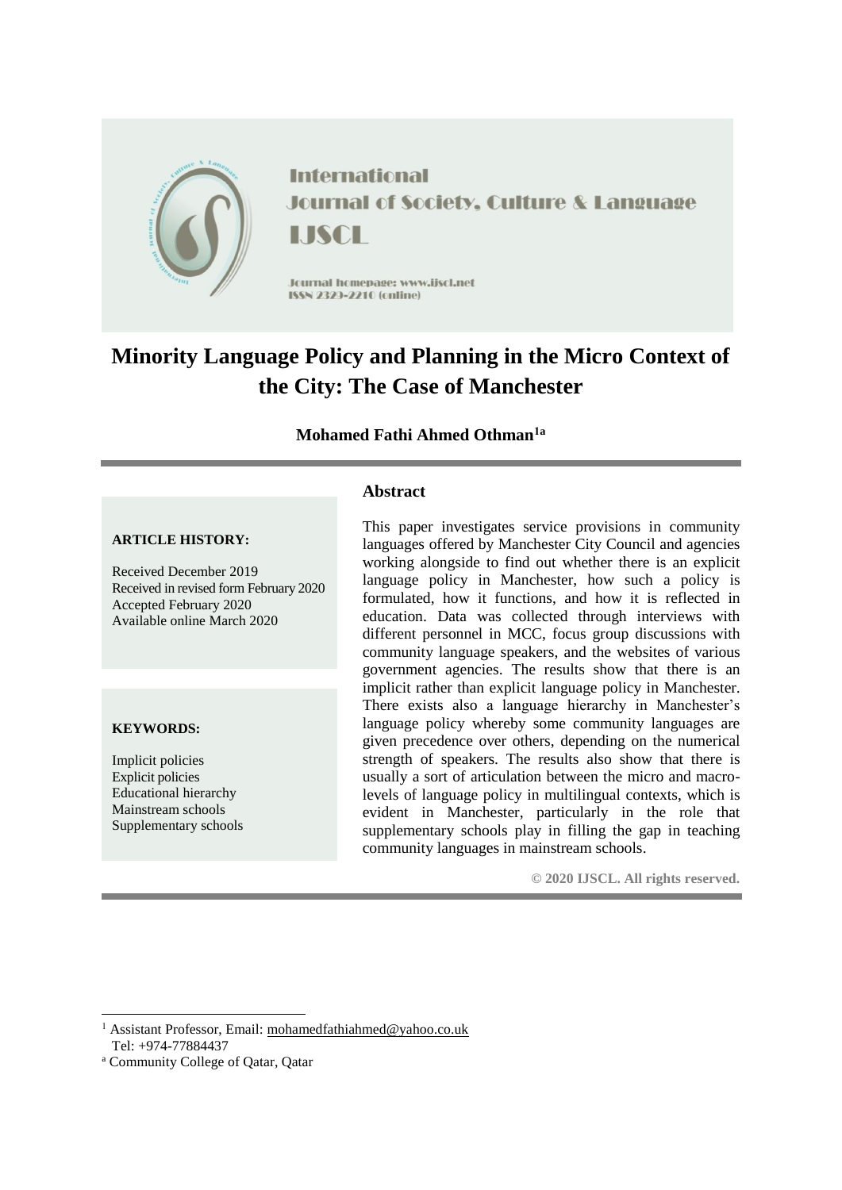International Journal of Society, Culture & Language

IJSCL

Journal homepage: www.ijscl.net

ISSN 2329-2210 (online)

# Minority Language Policy and Planning in the Micro Context of the City: The Case of Manchester

**Mohamed Fathi Ahmed Othman[1a]**

**ARTICLE HISTORY:**

Received December 2019
Received in revised form February 2020
Accepted February 2020
Available online March 2020

**KEYWORDS:**

Implicit policies
Explicit policies
Educational hierarchy
Mainstream schools
Supplementary schools

## Abstract

This paper investigates service provisions in community languages offered by Manchester City Council and agencies working alongside to find out whether there is an explicit language policy in Manchester, how such a policy is formulated, how it functions, and how it is reflected in education. Data was collected through interviews with different personnel in MCC, focus group discussions with community language speakers, and the websites of various government agencies. The results show that there is an implicit rather than explicit language policy in Manchester. There exists also a language hierarchy in Manchester's language policy whereby some community languages are given precedence over others, depending on the numerical strength of speakers. The results also show that there is usually a sort of articulation between the micro and macro-levels of language policy in multilingual contexts, which is evident in Manchester, particularly in the role that supplementary schools play in filling the gap in teaching community languages in mainstream schools.

**© 2020 IJSCL. All rights reserved.**

---

[1] Assistant Professor, Email: mohamedfathiahmed@yahoo.co.uk
Tel: +974-77884437

[a] Community College of Qatar, Qatar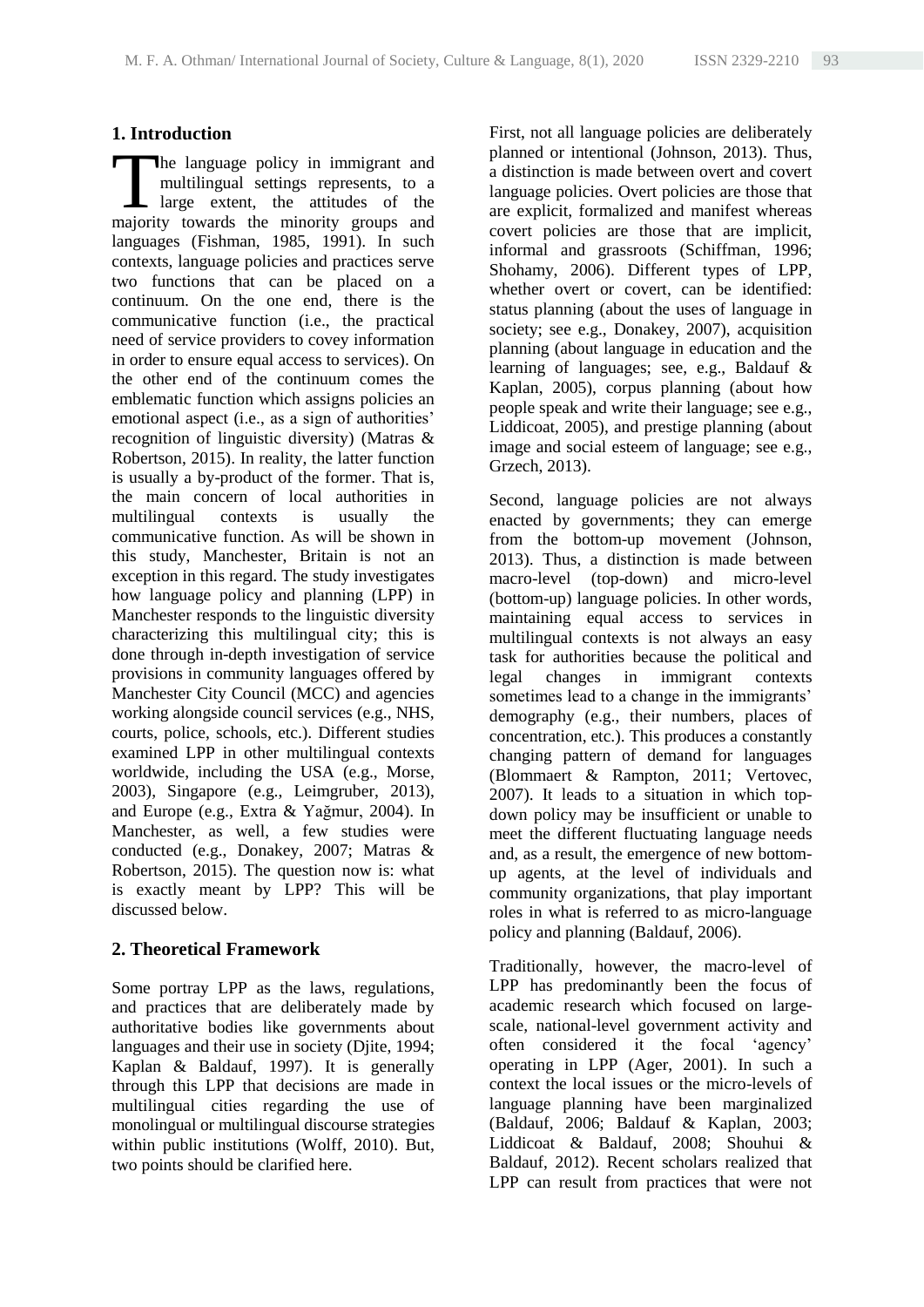## 1. Introduction

The language policy in immigrant and multilingual settings represents, to a large extent, the attitudes of the majority towards the minority groups and languages (Fishman, 1985, 1991). In such contexts, language policies and practices serve two functions that can be placed on a continuum. On the one end, there is the communicative function (i.e., the practical need of service providers to covey information in order to ensure equal access to services). On the other end of the continuum comes the emblematic function which assigns policies an emotional aspect (i.e., as a sign of authorities' recognition of linguistic diversity) (Matras & Robertson, 2015). In reality, the latter function is usually a by-product of the former. That is, the main concern of local authorities in multilingual contexts is usually the communicative function. As will be shown in this study, Manchester, Britain is not an exception in this regard. The study investigates how language policy and planning (LPP) in Manchester responds to the linguistic diversity characterizing this multilingual city; this is done through in-depth investigation of service provisions in community languages offered by Manchester City Council (MCC) and agencies working alongside council services (e.g., NHS, courts, police, schools, etc.). Different studies examined LPP in other multilingual contexts worldwide, including the USA (e.g., Morse, 2003), Singapore (e.g., Leimgruber, 2013), and Europe (e.g., Extra & Yağmur, 2004). In Manchester, as well, a few studies were conducted (e.g., Donakey, 2007; Matras & Robertson, 2015). The question now is: what is exactly meant by LPP? This will be discussed below.

## 2. Theoretical Framework

Some portray LPP as the laws, regulations, and practices that are deliberately made by authoritative bodies like governments about languages and their use in society (Djite, 1994; Kaplan & Baldauf, 1997). It is generally through this LPP that decisions are made in multilingual cities regarding the use of monolingual or multilingual discourse strategies within public institutions (Wolff, 2010). But, two points should be clarified here.

First, not all language policies are deliberately planned or intentional (Johnson, 2013). Thus, a distinction is made between overt and covert language policies. Overt policies are those that are explicit, formalized and manifest whereas covert policies are those that are implicit, informal and grassroots (Schiffman, 1996; Shohamy, 2006). Different types of LPP, whether overt or covert, can be identified: status planning (about the uses of language in society; see e.g., Donakey, 2007), acquisition planning (about language in education and the learning of languages; see, e.g., Baldauf & Kaplan, 2005), corpus planning (about how people speak and write their language; see e.g., Liddicoat, 2005), and prestige planning (about image and social esteem of language; see e.g., Grzech, 2013).

Second, language policies are not always enacted by governments; they can emerge from the bottom-up movement (Johnson, 2013). Thus, a distinction is made between macro-level (top-down) and micro-level (bottom-up) language policies. In other words, maintaining equal access to services in multilingual contexts is not always an easy task for authorities because the political and legal changes in immigrant contexts sometimes lead to a change in the immigrants' demography (e.g., their numbers, places of concentration, etc.). This produces a constantly changing pattern of demand for languages (Blommaert & Rampton, 2011; Vertovec, 2007). It leads to a situation in which top-down policy may be insufficient or unable to meet the different fluctuating language needs and, as a result, the emergence of new bottom-up agents, at the level of individuals and community organizations, that play important roles in what is referred to as micro-language policy and planning (Baldauf, 2006).

Traditionally, however, the macro-level of LPP has predominantly been the focus of academic research which focused on large-scale, national-level government activity and often considered it the focal 'agency' operating in LPP (Ager, 2001). In such a context the local issues or the micro-levels of language planning have been marginalized (Baldauf, 2006; Baldauf & Kaplan, 2003; Liddicoat & Baldauf, 2008; Shouhui & Baldauf, 2012). Recent scholars realized that LPP can result from practices that were not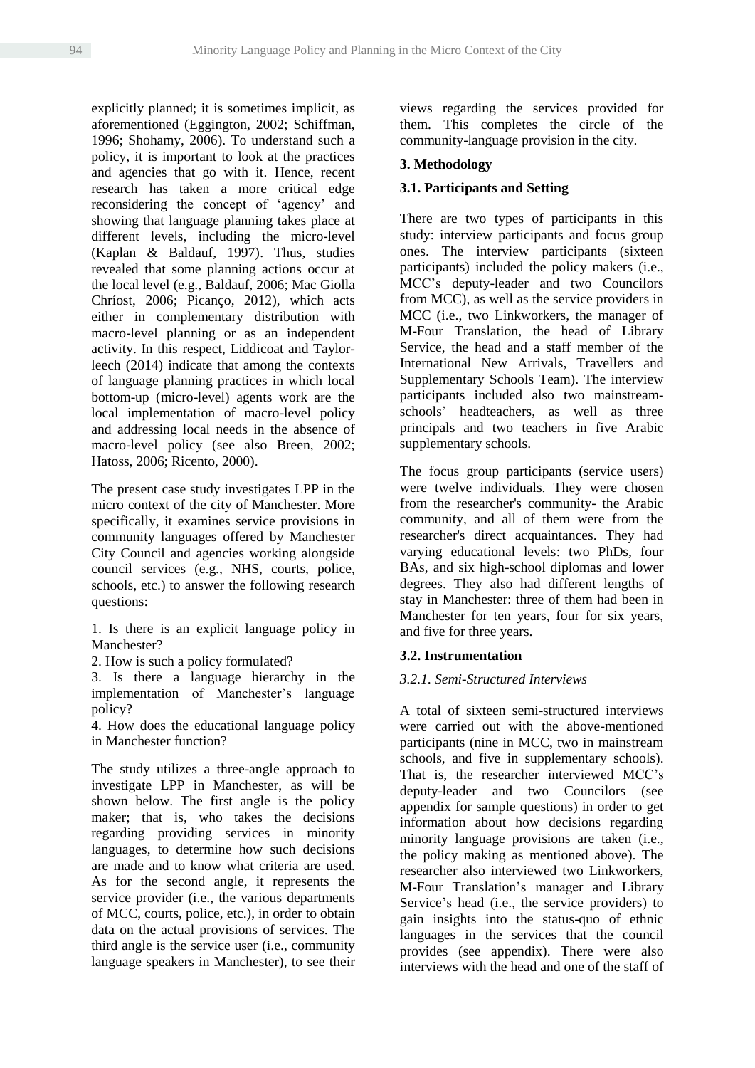explicitly planned; it is sometimes implicit, as aforementioned (Eggington, 2002; Schiffman, 1996; Shohamy, 2006). To understand such a policy, it is important to look at the practices and agencies that go with it. Hence, recent research has taken a more critical edge reconsidering the concept of 'agency' and showing that language planning takes place at different levels, including the micro-level (Kaplan & Baldauf, 1997). Thus, studies revealed that some planning actions occur at the local level (e.g., Baldauf, 2006; Mac Giolla Chríost, 2006; Picanço, 2012), which acts either in complementary distribution with macro-level planning or as an independent activity. In this respect, Liddicoat and Taylor-leech (2014) indicate that among the contexts of language planning practices in which local bottom-up (micro-level) agents work are the local implementation of macro-level policy and addressing local needs in the absence of macro-level policy (see also Breen, 2002; Hatoss, 2006; Ricento, 2000).

The present case study investigates LPP in the micro context of the city of Manchester. More specifically, it examines service provisions in community languages offered by Manchester City Council and agencies working alongside council services (e.g., NHS, courts, police, schools, etc.) to answer the following research questions:

1. Is there is an explicit language policy in Manchester?
2. How is such a policy formulated?
3. Is there a language hierarchy in the implementation of Manchester's language policy?
4. How does the educational language policy in Manchester function?

The study utilizes a three-angle approach to investigate LPP in Manchester, as will be shown below. The first angle is the policy maker; that is, who takes the decisions regarding providing services in minority languages, to determine how such decisions are made and to know what criteria are used. As for the second angle, it represents the service provider (i.e., the various departments of MCC, courts, police, etc.), in order to obtain data on the actual provisions of services. The third angle is the service user (i.e., community language speakers in Manchester), to see their views regarding the services provided for them. This completes the circle of the community-language provision in the city.

## 3. Methodology

### 3.1. Participants and Setting

There are two types of participants in this study: interview participants and focus group ones. The interview participants (sixteen participants) included the policy makers (i.e., MCC's deputy-leader and two Councilors from MCC), as well as the service providers in MCC (i.e., two Linkworkers, the manager of M-Four Translation, the head of Library Service, the head and a staff member of the International New Arrivals, Travellers and Supplementary Schools Team). The interview participants included also two mainstream-schools' headteachers, as well as three principals and two teachers in five Arabic supplementary schools.

The focus group participants (service users) were twelve individuals. They were chosen from the researcher's community- the Arabic community, and all of them were from the researcher's direct acquaintances. They had varying educational levels: two PhDs, four BAs, and six high-school diplomas and lower degrees. They also had different lengths of stay in Manchester: three of them had been in Manchester for ten years, four for six years, and five for three years.

### 3.2. Instrumentation

#### *3.2.1. Semi-Structured Interviews*

A total of sixteen semi-structured interviews were carried out with the above-mentioned participants (nine in MCC, two in mainstream schools, and five in supplementary schools). That is, the researcher interviewed MCC's deputy-leader and two Councilors (see appendix for sample questions) in order to get information about how decisions regarding minority language provisions are taken (i.e., the policy making as mentioned above). The researcher also interviewed two Linkworkers, M-Four Translation's manager and Library Service's head (i.e., the service providers) to gain insights into the status-quo of ethnic languages in the services that the council provides (see appendix). There were also interviews with the head and one of the staff of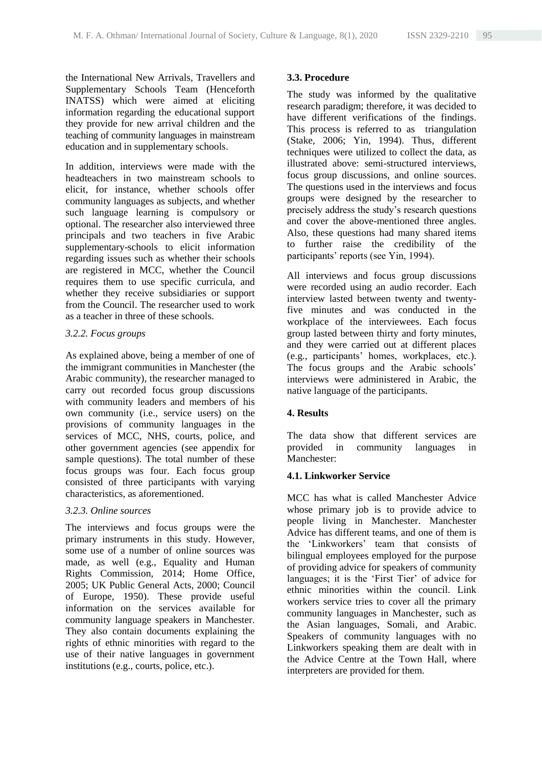the International New Arrivals, Travellers and Supplementary Schools Team (Henceforth INATSS) which were aimed at eliciting information regarding the educational support they provide for new arrival children and the teaching of community languages in mainstream education and in supplementary schools.

In addition, interviews were made with the headteachers in two mainstream schools to elicit, for instance, whether schools offer community languages as subjects, and whether such language learning is compulsory or optional. The researcher also interviewed three principals and two teachers in five Arabic supplementary-schools to elicit information regarding issues such as whether their schools are registered in MCC, whether the Council requires them to use specific curricula, and whether they receive subsidiaries or support from the Council. The researcher used to work as a teacher in three of these schools.

#### *3.2.2. Focus groups*

As explained above, being a member of one of the immigrant communities in Manchester (the Arabic community), the researcher managed to carry out recorded focus group discussions with community leaders and members of his own community (i.e., service users) on the provisions of community languages in the services of MCC, NHS, courts, police, and other government agencies (see appendix for sample questions). The total number of these focus groups was four. Each focus group consisted of three participants with varying characteristics, as aforementioned.

#### *3.2.3. Online sources*

The interviews and focus groups were the primary instruments in this study. However, some use of a number of online sources was made, as well (e.g., Equality and Human Rights Commission, 2014; Home Office, 2005; UK Public General Acts, 2000; Council of Europe, 1950). These provide useful information on the services available for community language speakers in Manchester. They also contain documents explaining the rights of ethnic minorities with regard to the use of their native languages in government institutions (e.g., courts, police, etc.).

### 3.3. Procedure

The study was informed by the qualitative research paradigm; therefore, it was decided to have different verifications of the findings. This process is referred to as triangulation (Stake, 2006; Yin, 1994). Thus, different techniques were utilized to collect the data, as illustrated above: semi-structured interviews, focus group discussions, and online sources. The questions used in the interviews and focus groups were designed by the researcher to precisely address the study's research questions and cover the above-mentioned three angles. Also, these questions had many shared items to further raise the credibility of the participants' reports (see Yin, 1994).

All interviews and focus group discussions were recorded using an audio recorder. Each interview lasted between twenty and twenty-five minutes and was conducted in the workplace of the interviewees. Each focus group lasted between thirty and forty minutes, and they were carried out at different places (e.g., participants' homes, workplaces, etc.). The focus groups and the Arabic schools' interviews were administered in Arabic, the native language of the participants.

## 4. Results

The data show that different services are provided in community languages in Manchester:

### 4.1. Linkworker Service

MCC has what is called Manchester Advice whose primary job is to provide advice to people living in Manchester. Manchester Advice has different teams, and one of them is the 'Linkworkers' team that consists of bilingual employees employed for the purpose of providing advice for speakers of community languages; it is the 'First Tier' of advice for ethnic minorities within the council. Link workers service tries to cover all the primary community languages in Manchester, such as the Asian languages, Somali, and Arabic. Speakers of community languages with no Linkworkers speaking them are dealt with in the Advice Centre at the Town Hall, where interpreters are provided for them.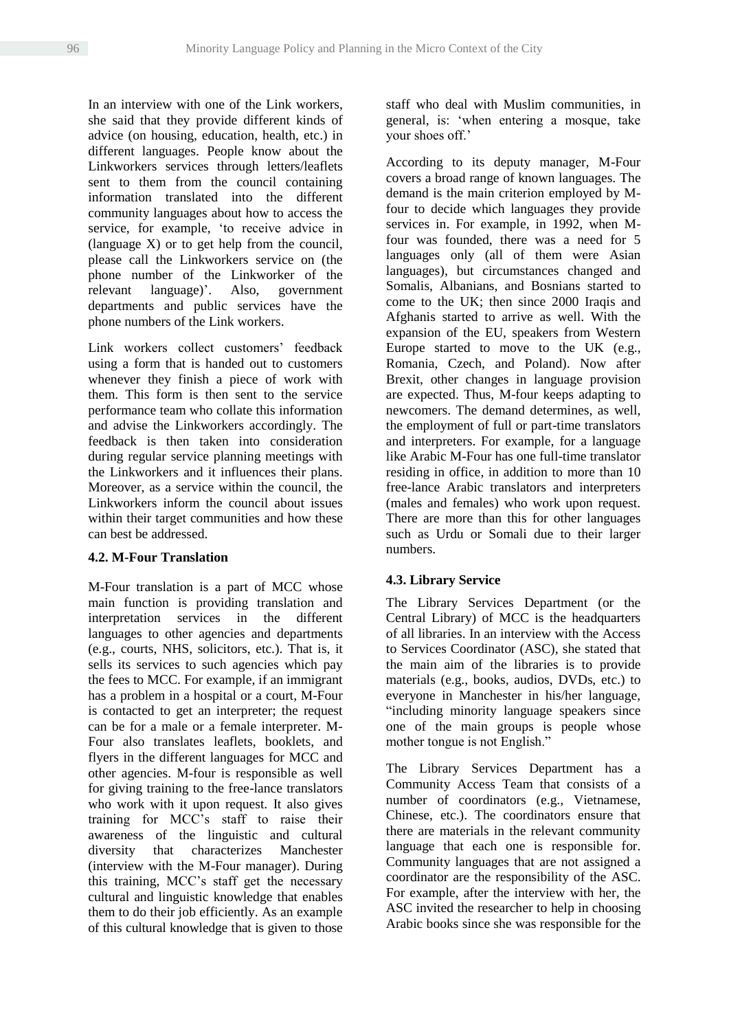In an interview with one of the Link workers, she said that they provide different kinds of advice (on housing, education, health, etc.) in different languages. People know about the Linkworkers services through letters/leaflets sent to them from the council containing information translated into the different community languages about how to access the service, for example, 'to receive advice in (language X) or to get help from the council, please call the Linkworkers service on (the phone number of the Linkworker of the relevant language)'. Also, government departments and public services have the phone numbers of the Link workers.

Link workers collect customers' feedback using a form that is handed out to customers whenever they finish a piece of work with them. This form is then sent to the service performance team who collate this information and advise the Linkworkers accordingly. The feedback is then taken into consideration during regular service planning meetings with the Linkworkers and it influences their plans. Moreover, as a service within the council, the Linkworkers inform the council about issues within their target communities and how these can best be addressed.

### 4.2. M-Four Translation

M-Four translation is a part of MCC whose main function is providing translation and interpretation services in the different languages to other agencies and departments (e.g., courts, NHS, solicitors, etc.). That is, it sells its services to such agencies which pay the fees to MCC. For example, if an immigrant has a problem in a hospital or a court, M-Four is contacted to get an interpreter; the request can be for a male or a female interpreter. M-Four also translates leaflets, booklets, and flyers in the different languages for MCC and other agencies. M-four is responsible as well for giving training to the free-lance translators who work with it upon request. It also gives training for MCC's staff to raise their awareness of the linguistic and cultural diversity that characterizes Manchester (interview with the M-Four manager). During this training, MCC's staff get the necessary cultural and linguistic knowledge that enables them to do their job efficiently. As an example of this cultural knowledge that is given to those staff who deal with Muslim communities, in general, is: 'when entering a mosque, take your shoes off.'

According to its deputy manager, M-Four covers a broad range of known languages. The demand is the main criterion employed by M-four to decide which languages they provide services in. For example, in 1992, when M-four was founded, there was a need for 5 languages only (all of them were Asian languages), but circumstances changed and Somalis, Albanians, and Bosnians started to come to the UK; then since 2000 Iraqis and Afghanis started to arrive as well. With the expansion of the EU, speakers from Western Europe started to move to the UK (e.g., Romania, Czech, and Poland). Now after Brexit, other changes in language provision are expected. Thus, M-four keeps adapting to newcomers. The demand determines, as well, the employment of full or part-time translators and interpreters. For example, for a language like Arabic M-Four has one full-time translator residing in office, in addition to more than 10 free-lance Arabic translators and interpreters (males and females) who work upon request. There are more than this for other languages such as Urdu or Somali due to their larger numbers.

### 4.3. Library Service

The Library Services Department (or the Central Library) of MCC is the headquarters of all libraries. In an interview with the Access to Services Coordinator (ASC), she stated that the main aim of the libraries is to provide materials (e.g., books, audios, DVDs, etc.) to everyone in Manchester in his/her language, "including minority language speakers since one of the main groups is people whose mother tongue is not English."

The Library Services Department has a Community Access Team that consists of a number of coordinators (e.g., Vietnamese, Chinese, etc.). The coordinators ensure that there are materials in the relevant community language that each one is responsible for. Community languages that are not assigned a coordinator are the responsibility of the ASC. For example, after the interview with her, the ASC invited the researcher to help in choosing Arabic books since she was responsible for the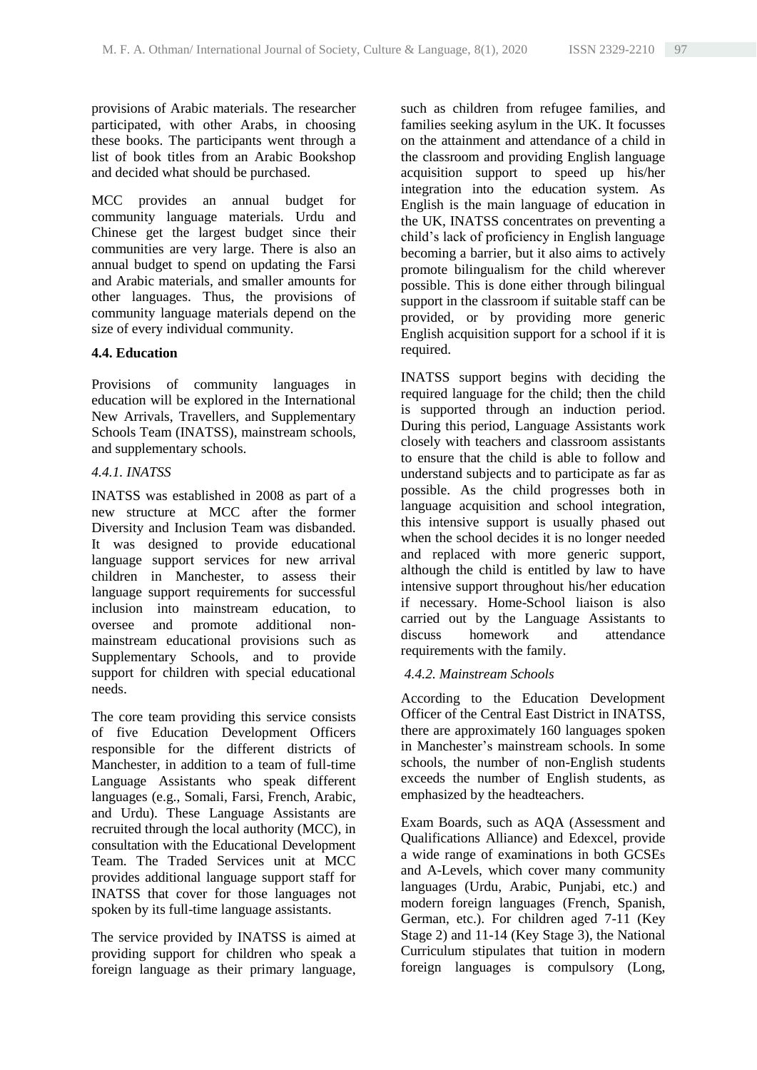provisions of Arabic materials. The researcher participated, with other Arabs, in choosing these books. The participants went through a list of book titles from an Arabic Bookshop and decided what should be purchased.

MCC provides an annual budget for community language materials. Urdu and Chinese get the largest budget since their communities are very large. There is also an annual budget to spend on updating the Farsi and Arabic materials, and smaller amounts for other languages. Thus, the provisions of community language materials depend on the size of every individual community.

### 4.4. Education

Provisions of community languages in education will be explored in the International New Arrivals, Travellers, and Supplementary Schools Team (INATSS), mainstream schools, and supplementary schools.

#### *4.4.1. INATSS*

INATSS was established in 2008 as part of a new structure at MCC after the former Diversity and Inclusion Team was disbanded. It was designed to provide educational language support services for new arrival children in Manchester, to assess their language support requirements for successful inclusion into mainstream education, to oversee and promote additional non-mainstream educational provisions such as Supplementary Schools, and to provide support for children with special educational needs.

The core team providing this service consists of five Education Development Officers responsible for the different districts of Manchester, in addition to a team of full-time Language Assistants who speak different languages (e.g., Somali, Farsi, French, Arabic, and Urdu). These Language Assistants are recruited through the local authority (MCC), in consultation with the Educational Development Team. The Traded Services unit at MCC provides additional language support staff for INATSS that cover for those languages not spoken by its full-time language assistants.

The service provided by INATSS is aimed at providing support for children who speak a foreign language as their primary language, such as children from refugee families, and families seeking asylum in the UK. It focusses on the attainment and attendance of a child in the classroom and providing English language acquisition support to speed up his/her integration into the education system. As English is the main language of education in the UK, INATSS concentrates on preventing a child's lack of proficiency in English language becoming a barrier, but it also aims to actively promote bilingualism for the child wherever possible. This is done either through bilingual support in the classroom if suitable staff can be provided, or by providing more generic English acquisition support for a school if it is required.

INATSS support begins with deciding the required language for the child; then the child is supported through an induction period. During this period, Language Assistants work closely with teachers and classroom assistants to ensure that the child is able to follow and understand subjects and to participate as far as possible. As the child progresses both in language acquisition and school integration, this intensive support is usually phased out when the school decides it is no longer needed and replaced with more generic support, although the child is entitled by law to have intensive support throughout his/her education if necessary. Home-School liaison is also carried out by the Language Assistants to discuss homework and attendance requirements with the family.

#### *4.4.2. Mainstream Schools*

According to the Education Development Officer of the Central East District in INATSS, there are approximately 160 languages spoken in Manchester's mainstream schools. In some schools, the number of non-English students exceeds the number of English students, as emphasized by the headteachers.

Exam Boards, such as AQA (Assessment and Qualifications Alliance) and Edexcel, provide a wide range of examinations in both GCSEs and A-Levels, which cover many community languages (Urdu, Arabic, Punjabi, etc.) and modern foreign languages (French, Spanish, German, etc.). For children aged 7-11 (Key Stage 2) and 11-14 (Key Stage 3), the National Curriculum stipulates that tuition in modern foreign languages is compulsory (Long,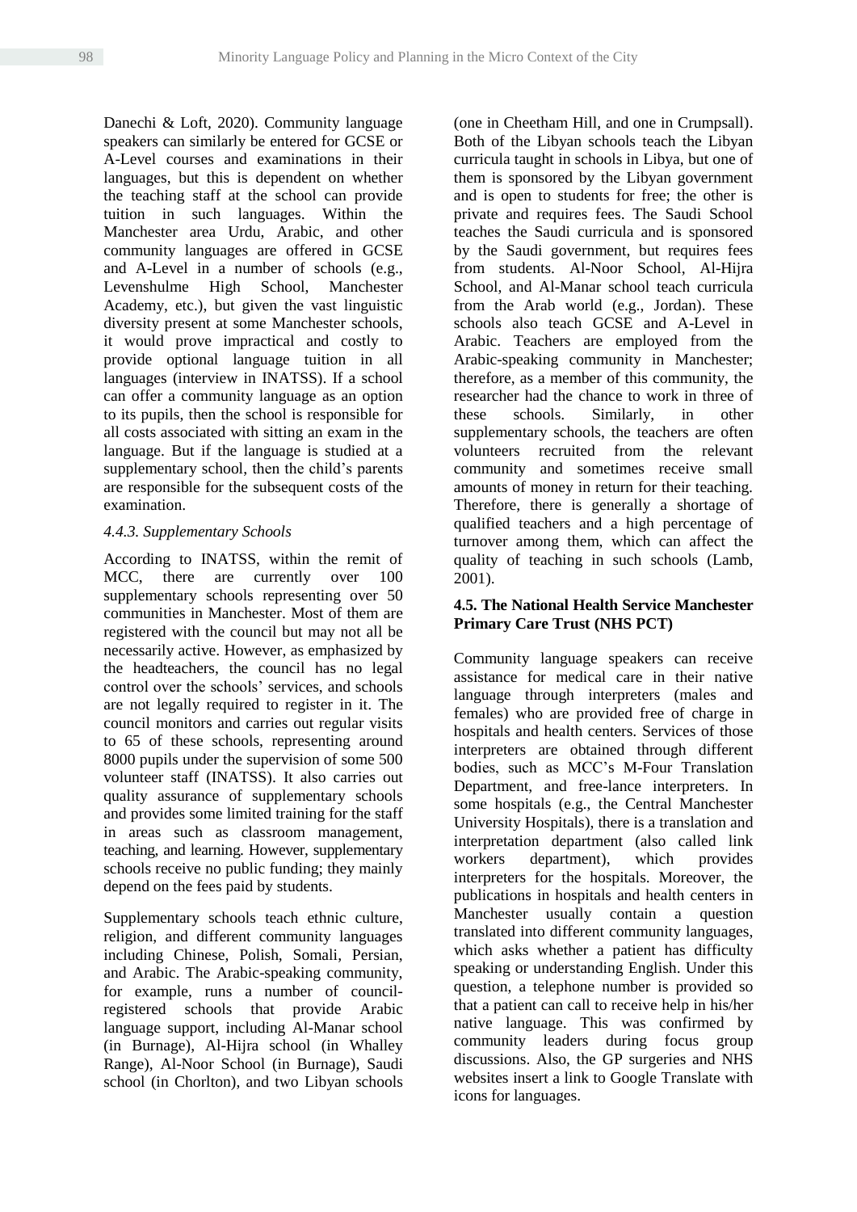Danechi & Loft, 2020). Community language speakers can similarly be entered for GCSE or A-Level courses and examinations in their languages, but this is dependent on whether the teaching staff at the school can provide tuition in such languages. Within the Manchester area Urdu, Arabic, and other community languages are offered in GCSE and A-Level in a number of schools (e.g., Levenshulme High School, Manchester Academy, etc.), but given the vast linguistic diversity present at some Manchester schools, it would prove impractical and costly to provide optional language tuition in all languages (interview in INATSS). If a school can offer a community language as an option to its pupils, then the school is responsible for all costs associated with sitting an exam in the language. But if the language is studied at a supplementary school, then the child's parents are responsible for the subsequent costs of the examination.

#### *4.4.3. Supplementary Schools*

According to INATSS, within the remit of MCC, there are currently over 100 supplementary schools representing over 50 communities in Manchester. Most of them are registered with the council but may not all be necessarily active. However, as emphasized by the headteachers, the council has no legal control over the schools' services, and schools are not legally required to register in it. The council monitors and carries out regular visits to 65 of these schools, representing around 8000 pupils under the supervision of some 500 volunteer staff (INATSS). It also carries out quality assurance of supplementary schools and provides some limited training for the staff in areas such as classroom management, teaching, and learning. However, supplementary schools receive no public funding; they mainly depend on the fees paid by students.

Supplementary schools teach ethnic culture, religion, and different community languages including Chinese, Polish, Somali, Persian, and Arabic. The Arabic-speaking community, for example, runs a number of council-registered schools that provide Arabic language support, including Al-Manar school (in Burnage), Al-Hijra school (in Whalley Range), Al-Noor School (in Burnage), Saudi school (in Chorlton), and two Libyan schools (one in Cheetham Hill, and one in Crumpsall). Both of the Libyan schools teach the Libyan curricula taught in schools in Libya, but one of them is sponsored by the Libyan government and is open to students for free; the other is private and requires fees. The Saudi School teaches the Saudi curricula and is sponsored by the Saudi government, but requires fees from students. Al-Noor School, Al-Hijra School, and Al-Manar school teach curricula from the Arab world (e.g., Jordan). These schools also teach GCSE and A-Level in Arabic. Teachers are employed from the Arabic-speaking community in Manchester; therefore, as a member of this community, the researcher had the chance to work in three of these schools. Similarly, in other supplementary schools, the teachers are often volunteers recruited from the relevant community and sometimes receive small amounts of money in return for their teaching. Therefore, there is generally a shortage of qualified teachers and a high percentage of turnover among them, which can affect the quality of teaching in such schools (Lamb, 2001).

### **4.5. The National Health Service Manchester Primary Care Trust (NHS PCT)**

Community language speakers can receive assistance for medical care in their native language through interpreters (males and females) who are provided free of charge in hospitals and health centers. Services of those interpreters are obtained through different bodies, such as MCC's M-Four Translation Department, and free-lance interpreters. In some hospitals (e.g., the Central Manchester University Hospitals), there is a translation and interpretation department (also called link workers department), which provides interpreters for the hospitals. Moreover, the publications in hospitals and health centers in Manchester usually contain a question translated into different community languages, which asks whether a patient has difficulty speaking or understanding English. Under this question, a telephone number is provided so that a patient can call to receive help in his/her native language. This was confirmed by community leaders during focus group discussions. Also, the GP surgeries and NHS websites insert a link to Google Translate with icons for languages.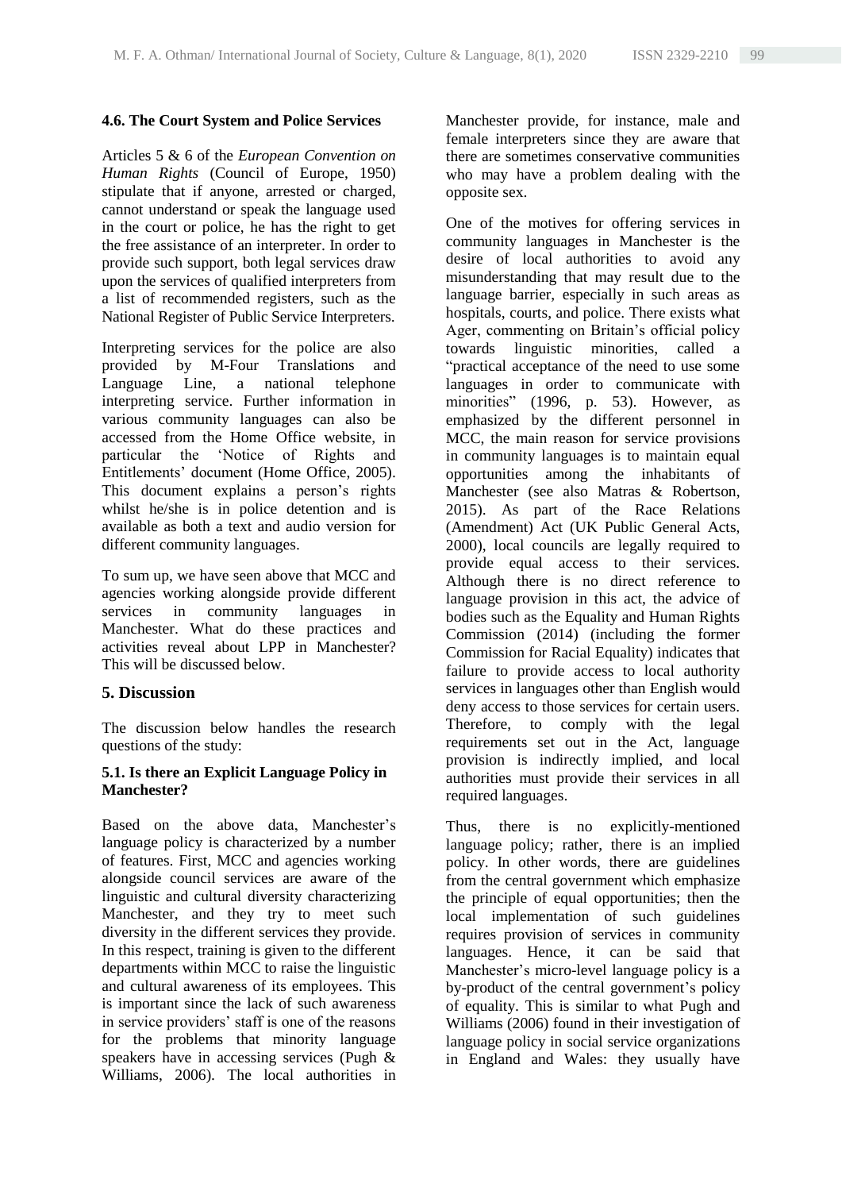### 4.6. The Court System and Police Services

Articles 5 & 6 of the *European Convention on Human Rights* (Council of Europe, 1950) stipulate that if anyone, arrested or charged, cannot understand or speak the language used in the court or police, he has the right to get the free assistance of an interpreter. In order to provide such support, both legal services draw upon the services of qualified interpreters from a list of recommended registers, such as the National Register of Public Service Interpreters.

Interpreting services for the police are also provided by M-Four Translations and Language Line, a national telephone interpreting service. Further information in various community languages can also be accessed from the Home Office website, in particular the 'Notice of Rights and Entitlements' document (Home Office, 2005). This document explains a person's rights whilst he/she is in police detention and is available as both a text and audio version for different community languages.

To sum up, we have seen above that MCC and agencies working alongside provide different services in community languages in Manchester. What do these practices and activities reveal about LPP in Manchester? This will be discussed below.

## 5. Discussion

The discussion below handles the research questions of the study:

### 5.1. Is there an Explicit Language Policy in Manchester?

Based on the above data, Manchester's language policy is characterized by a number of features. First, MCC and agencies working alongside council services are aware of the linguistic and cultural diversity characterizing Manchester, and they try to meet such diversity in the different services they provide. In this respect, training is given to the different departments within MCC to raise the linguistic and cultural awareness of its employees. This is important since the lack of such awareness in service providers' staff is one of the reasons for the problems that minority language speakers have in accessing services (Pugh & Williams, 2006). The local authorities in Manchester provide, for instance, male and female interpreters since they are aware that there are sometimes conservative communities who may have a problem dealing with the opposite sex.

One of the motives for offering services in community languages in Manchester is the desire of local authorities to avoid any misunderstanding that may result due to the language barrier, especially in such areas as hospitals, courts, and police. There exists what Ager, commenting on Britain's official policy towards linguistic minorities, called a "practical acceptance of the need to use some languages in order to communicate with minorities" (1996, p. 53). However, as emphasized by the different personnel in MCC, the main reason for service provisions in community languages is to maintain equal opportunities among the inhabitants of Manchester (see also Matras & Robertson, 2015). As part of the Race Relations (Amendment) Act (UK Public General Acts, 2000), local councils are legally required to provide equal access to their services. Although there is no direct reference to language provision in this act, the advice of bodies such as the Equality and Human Rights Commission (2014) (including the former Commission for Racial Equality) indicates that failure to provide access to local authority services in languages other than English would deny access to those services for certain users. Therefore, to comply with the legal requirements set out in the Act, language provision is indirectly implied, and local authorities must provide their services in all required languages.

Thus, there is no explicitly-mentioned language policy; rather, there is an implied policy. In other words, there are guidelines from the central government which emphasize the principle of equal opportunities; then the local implementation of such guidelines requires provision of services in community languages. Hence, it can be said that Manchester's micro-level language policy is a by-product of the central government's policy of equality. This is similar to what Pugh and Williams (2006) found in their investigation of language policy in social service organizations in England and Wales: they usually have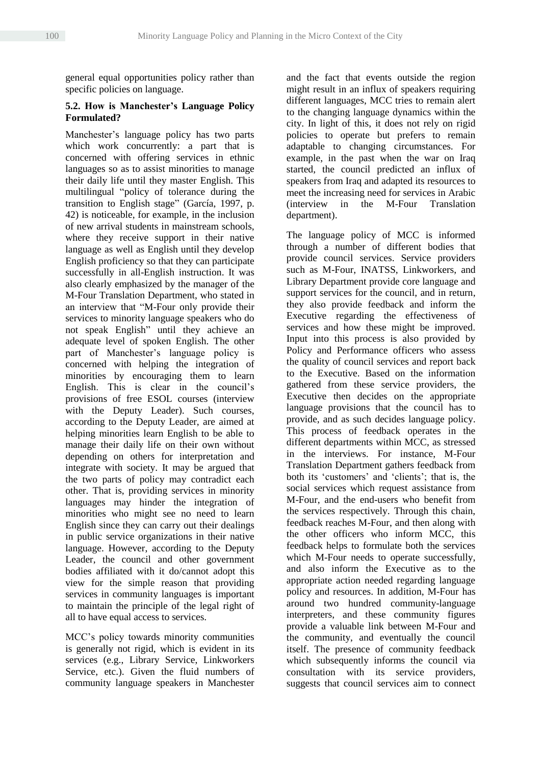general equal opportunities policy rather than specific policies on language.

### 5.2. How is Manchester's Language Policy Formulated?

Manchester's language policy has two parts which work concurrently: a part that is concerned with offering services in ethnic languages so as to assist minorities to manage their daily life until they master English. This multilingual "policy of tolerance during the transition to English stage" (García, 1997, p. 42) is noticeable, for example, in the inclusion of new arrival students in mainstream schools, where they receive support in their native language as well as English until they develop English proficiency so that they can participate successfully in all-English instruction. It was also clearly emphasized by the manager of the M-Four Translation Department, who stated in an interview that "M-Four only provide their services to minority language speakers who do not speak English" until they achieve an adequate level of spoken English. The other part of Manchester's language policy is concerned with helping the integration of minorities by encouraging them to learn English. This is clear in the council's provisions of free ESOL courses (interview with the Deputy Leader). Such courses, according to the Deputy Leader, are aimed at helping minorities learn English to be able to manage their daily life on their own without depending on others for interpretation and integrate with society. It may be argued that the two parts of policy may contradict each other. That is, providing services in minority languages may hinder the integration of minorities who might see no need to learn English since they can carry out their dealings in public service organizations in their native language. However, according to the Deputy Leader, the council and other government bodies affiliated with it do/cannot adopt this view for the simple reason that providing services in community languages is important to maintain the principle of the legal right of all to have equal access to services.

MCC's policy towards minority communities is generally not rigid, which is evident in its services (e.g., Library Service, Linkworkers Service, etc.). Given the fluid numbers of community language speakers in Manchester and the fact that events outside the region might result in an influx of speakers requiring different languages, MCC tries to remain alert to the changing language dynamics within the city. In light of this, it does not rely on rigid policies to operate but prefers to remain adaptable to changing circumstances. For example, in the past when the war on Iraq started, the council predicted an influx of speakers from Iraq and adapted its resources to meet the increasing need for services in Arabic (interview in the M-Four Translation department).

The language policy of MCC is informed through a number of different bodies that provide council services. Service providers such as M-Four, INATSS, Linkworkers, and Library Department provide core language and support services for the council, and in return, they also provide feedback and inform the Executive regarding the effectiveness of services and how these might be improved. Input into this process is also provided by Policy and Performance officers who assess the quality of council services and report back to the Executive. Based on the information gathered from these service providers, the Executive then decides on the appropriate language provisions that the council has to provide, and as such decides language policy. This process of feedback operates in the different departments within MCC, as stressed in the interviews. For instance, M-Four Translation Department gathers feedback from both its 'customers' and 'clients'; that is, the social services which request assistance from M-Four, and the end-users who benefit from the services respectively. Through this chain, feedback reaches M-Four, and then along with the other officers who inform MCC, this feedback helps to formulate both the services which M-Four needs to operate successfully, and also inform the Executive as to the appropriate action needed regarding language policy and resources. In addition, M-Four has around two hundred community-language interpreters, and these community figures provide a valuable link between M-Four and the community, and eventually the council itself. The presence of community feedback which subsequently informs the council via consultation with its service providers, suggests that council services aim to connect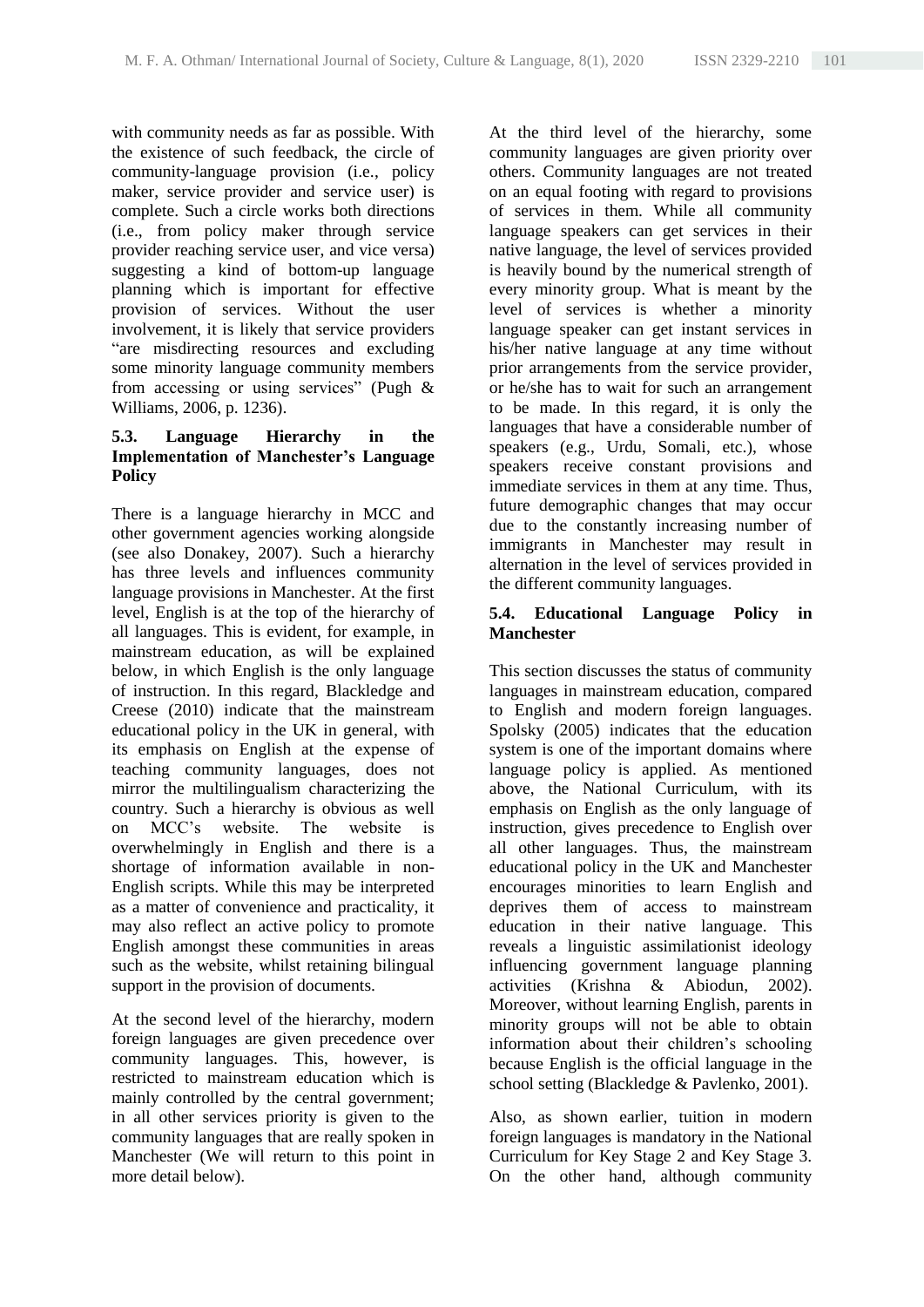with community needs as far as possible. With the existence of such feedback, the circle of community-language provision (i.e., policy maker, service provider and service user) is complete. Such a circle works both directions (i.e., from policy maker through service provider reaching service user, and vice versa) suggesting a kind of bottom-up language planning which is important for effective provision of services. Without the user involvement, it is likely that service providers "are misdirecting resources and excluding some minority language community members from accessing or using services" (Pugh & Williams, 2006, p. 1236).

### 5.3. Language Hierarchy in the Implementation of Manchester's Language Policy

There is a language hierarchy in MCC and other government agencies working alongside (see also Donakey, 2007). Such a hierarchy has three levels and influences community language provisions in Manchester. At the first level, English is at the top of the hierarchy of all languages. This is evident, for example, in mainstream education, as will be explained below, in which English is the only language of instruction. In this regard, Blackledge and Creese (2010) indicate that the mainstream educational policy in the UK in general, with its emphasis on English at the expense of teaching community languages, does not mirror the multilingualism characterizing the country. Such a hierarchy is obvious as well on MCC's website. The website is overwhelmingly in English and there is a shortage of information available in non-English scripts. While this may be interpreted as a matter of convenience and practicality, it may also reflect an active policy to promote English amongst these communities in areas such as the website, whilst retaining bilingual support in the provision of documents.

At the second level of the hierarchy, modern foreign languages are given precedence over community languages. This, however, is restricted to mainstream education which is mainly controlled by the central government; in all other services priority is given to the community languages that are really spoken in Manchester (We will return to this point in more detail below).

At the third level of the hierarchy, some community languages are given priority over others. Community languages are not treated on an equal footing with regard to provisions of services in them. While all community language speakers can get services in their native language, the level of services provided is heavily bound by the numerical strength of every minority group. What is meant by the level of services is whether a minority language speaker can get instant services in his/her native language at any time without prior arrangements from the service provider, or he/she has to wait for such an arrangement to be made. In this regard, it is only the languages that have a considerable number of speakers (e.g., Urdu, Somali, etc.), whose speakers receive constant provisions and immediate services in them at any time. Thus, future demographic changes that may occur due to the constantly increasing number of immigrants in Manchester may result in alternation in the level of services provided in the different community languages.

### 5.4. Educational Language Policy in Manchester

This section discusses the status of community languages in mainstream education, compared to English and modern foreign languages. Spolsky (2005) indicates that the education system is one of the important domains where language policy is applied. As mentioned above, the National Curriculum, with its emphasis on English as the only language of instruction, gives precedence to English over all other languages. Thus, the mainstream educational policy in the UK and Manchester encourages minorities to learn English and deprives them of access to mainstream education in their native language. This reveals a linguistic assimilationist ideology influencing government language planning activities (Krishna & Abiodun, 2002). Moreover, without learning English, parents in minority groups will not be able to obtain information about their children's schooling because English is the official language in the school setting (Blackledge & Pavlenko, 2001).

Also, as shown earlier, tuition in modern foreign languages is mandatory in the National Curriculum for Key Stage 2 and Key Stage 3. On the other hand, although community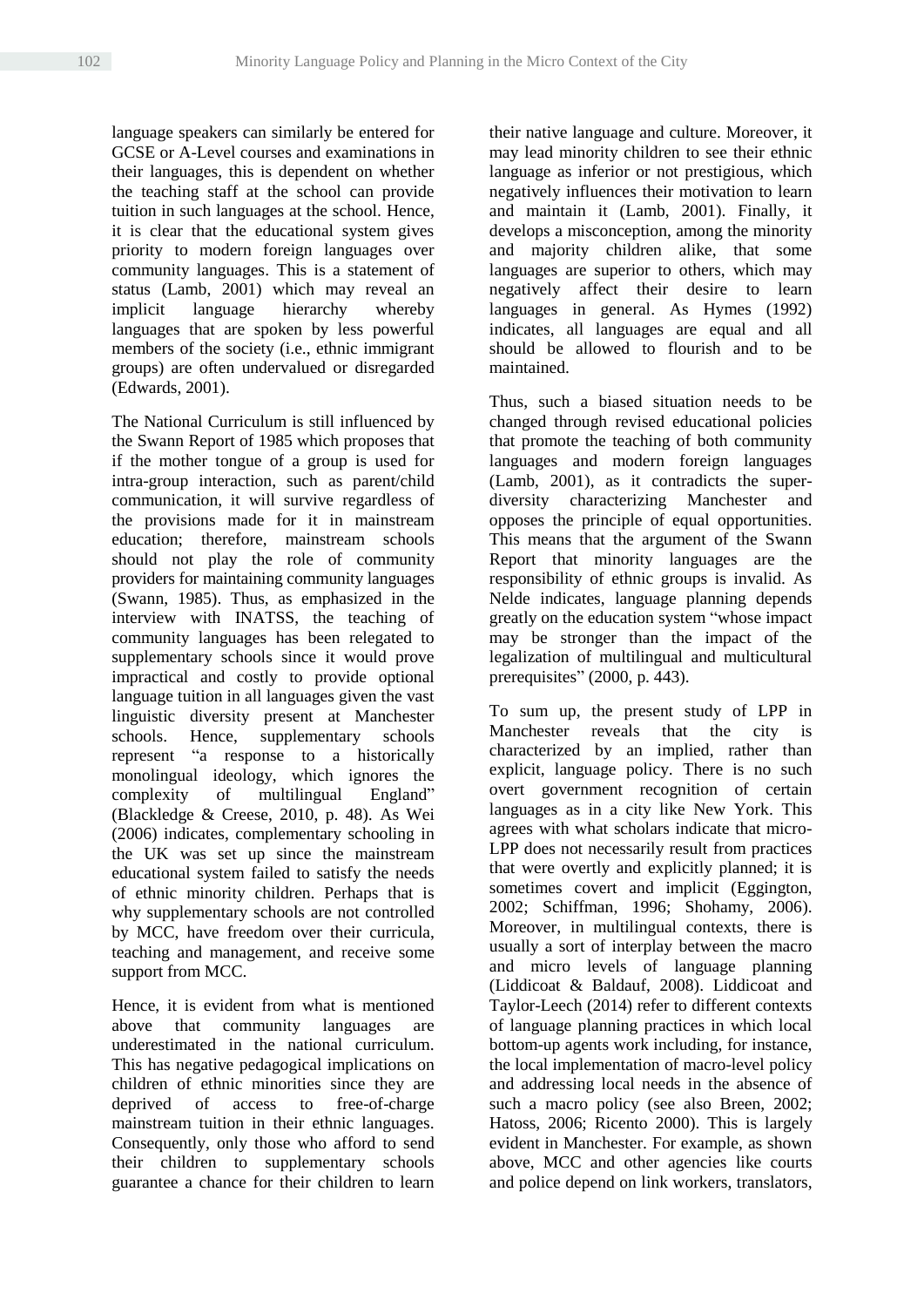language speakers can similarly be entered for GCSE or A-Level courses and examinations in their languages, this is dependent on whether the teaching staff at the school can provide tuition in such languages at the school. Hence, it is clear that the educational system gives priority to modern foreign languages over community languages. This is a statement of status (Lamb, 2001) which may reveal an implicit language hierarchy whereby languages that are spoken by less powerful members of the society (i.e., ethnic immigrant groups) are often undervalued or disregarded (Edwards, 2001).

The National Curriculum is still influenced by the Swann Report of 1985 which proposes that if the mother tongue of a group is used for intra-group interaction, such as parent/child communication, it will survive regardless of the provisions made for it in mainstream education; therefore, mainstream schools should not play the role of community providers for maintaining community languages (Swann, 1985). Thus, as emphasized in the interview with INATSS, the teaching of community languages has been relegated to supplementary schools since it would prove impractical and costly to provide optional language tuition in all languages given the vast linguistic diversity present at Manchester schools. Hence, supplementary schools represent "a response to a historically monolingual ideology, which ignores the complexity of multilingual England" (Blackledge & Creese, 2010, p. 48). As Wei (2006) indicates, complementary schooling in the UK was set up since the mainstream educational system failed to satisfy the needs of ethnic minority children. Perhaps that is why supplementary schools are not controlled by MCC, have freedom over their curricula, teaching and management, and receive some support from MCC.

Hence, it is evident from what is mentioned above that community languages are underestimated in the national curriculum. This has negative pedagogical implications on children of ethnic minorities since they are deprived of access to free-of-charge mainstream tuition in their ethnic languages. Consequently, only those who afford to send their children to supplementary schools guarantee a chance for their children to learn their native language and culture. Moreover, it may lead minority children to see their ethnic language as inferior or not prestigious, which negatively influences their motivation to learn and maintain it (Lamb, 2001). Finally, it develops a misconception, among the minority and majority children alike, that some languages are superior to others, which may negatively affect their desire to learn languages in general. As Hymes (1992) indicates, all languages are equal and all should be allowed to flourish and to be maintained.

Thus, such a biased situation needs to be changed through revised educational policies that promote the teaching of both community languages and modern foreign languages (Lamb, 2001), as it contradicts the super-diversity characterizing Manchester and opposes the principle of equal opportunities. This means that the argument of the Swann Report that minority languages are the responsibility of ethnic groups is invalid. As Nelde indicates, language planning depends greatly on the education system "whose impact may be stronger than the impact of the legalization of multilingual and multicultural prerequisites" (2000, p. 443).

To sum up, the present study of LPP in Manchester reveals that the city is characterized by an implied, rather than explicit, language policy. There is no such overt government recognition of certain languages as in a city like New York. This agrees with what scholars indicate that micro-LPP does not necessarily result from practices that were overtly and explicitly planned; it is sometimes covert and implicit (Eggington, 2002; Schiffman, 1996; Shohamy, 2006). Moreover, in multilingual contexts, there is usually a sort of interplay between the macro and micro levels of language planning (Liddicoat & Baldauf, 2008). Liddicoat and Taylor-Leech (2014) refer to different contexts of language planning practices in which local bottom-up agents work including, for instance, the local implementation of macro-level policy and addressing local needs in the absence of such a macro policy (see also Breen, 2002; Hatoss, 2006; Ricento 2000). This is largely evident in Manchester. For example, as shown above, MCC and other agencies like courts and police depend on link workers, translators,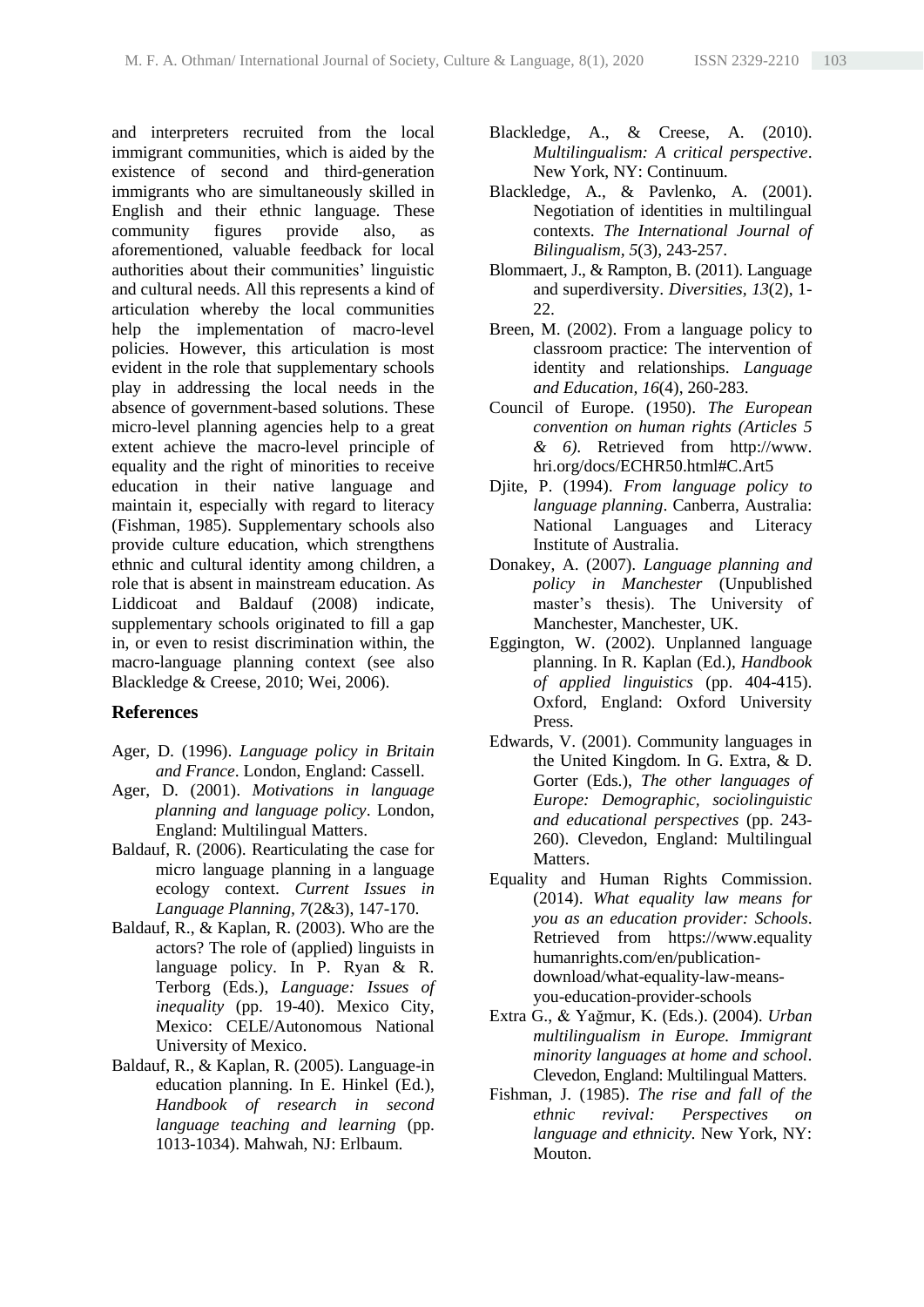and interpreters recruited from the local immigrant communities, which is aided by the existence of second and third-generation immigrants who are simultaneously skilled in English and their ethnic language. These community figures provide also, as aforementioned, valuable feedback for local authorities about their communities' linguistic and cultural needs. All this represents a kind of articulation whereby the local communities help the implementation of macro-level policies. However, this articulation is most evident in the role that supplementary schools play in addressing the local needs in the absence of government-based solutions. These micro-level planning agencies help to a great extent achieve the macro-level principle of equality and the right of minorities to receive education in their native language and maintain it, especially with regard to literacy (Fishman, 1985). Supplementary schools also provide culture education, which strengthens ethnic and cultural identity among children, a role that is absent in mainstream education. As Liddicoat and Baldauf (2008) indicate, supplementary schools originated to fill a gap in, or even to resist discrimination within, the macro-language planning context (see also Blackledge & Creese, 2010; Wei, 2006).

## References

Ager, D. (1996). *Language policy in Britain and France*. London, England: Cassell.

Ager, D. (2001). *Motivations in language planning and language policy*. London, England: Multilingual Matters.

Baldauf, R. (2006). Rearticulating the case for micro language planning in a language ecology context. *Current Issues in Language Planning, 7*(2&3), 147-170.

Baldauf, R., & Kaplan, R. (2003). Who are the actors? The role of (applied) linguists in language policy. In P. Ryan & R. Terborg (Eds.), *Language: Issues of inequality* (pp. 19-40). Mexico City, Mexico: CELE/Autonomous National University of Mexico.

Baldauf, R., & Kaplan, R. (2005). Language-in education planning. In E. Hinkel (Ed.), *Handbook of research in second language teaching and learning* (pp. 1013-1034). Mahwah, NJ: Erlbaum.

Blackledge, A., & Creese, A. (2010). *Multilingualism: A critical perspective*. New York, NY: Continuum.

Blackledge, A., & Pavlenko, A. (2001). Negotiation of identities in multilingual contexts. *The International Journal of Bilingualism, 5*(3), 243-257.

Blommaert, J., & Rampton, B. (2011). Language and superdiversity. *Diversities, 13*(2), 1-22.

Breen, M. (2002). From a language policy to classroom practice: The intervention of identity and relationships. *Language and Education, 16*(4), 260-283.

Council of Europe. (1950). *The European convention on human rights (Articles 5 & 6)*. Retrieved from http://www.hri.org/docs/ECHR50.html#C.Art5

Djite, P. (1994). *From language policy to language planning*. Canberra, Australia: National Languages and Literacy Institute of Australia.

Donakey, A. (2007). *Language planning and policy in Manchester* (Unpublished master's thesis). The University of Manchester, Manchester, UK.

Eggington, W. (2002). Unplanned language planning. In R. Kaplan (Ed.), *Handbook of applied linguistics* (pp. 404-415). Oxford, England: Oxford University Press.

Edwards, V. (2001). Community languages in the United Kingdom. In G. Extra, & D. Gorter (Eds.), *The other languages of Europe: Demographic, sociolinguistic and educational perspectives* (pp. 243-260). Clevedon, England: Multilingual Matters.

Equality and Human Rights Commission. (2014). *What equality law means for you as an education provider: Schools*. Retrieved from https://www.equalityhumanrights.com/en/publication-download/what-equality-law-means-you-education-provider-schools

Extra G., & Yağmur, K. (Eds.). (2004). *Urban multilingualism in Europe. Immigrant minority languages at home and school*. Clevedon, England: Multilingual Matters.

Fishman, J. (1985). *The rise and fall of the ethnic revival: Perspectives on language and ethnicity.* New York, NY: Mouton.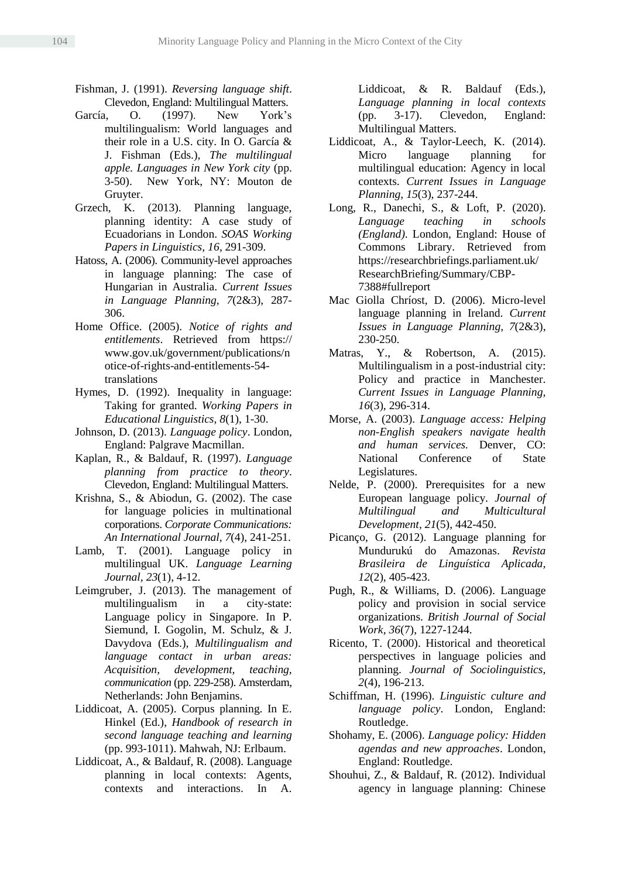Fishman, J. (1991). *Reversing language shift*. Clevedon, England: Multilingual Matters.

García, O. (1997). New York's multilingualism: World languages and their role in a U.S. city. In O. García & J. Fishman (Eds.), *The multilingual apple. Languages in New York city* (pp. 3-50). New York, NY: Mouton de Gruyter.

Grzech, K. (2013). Planning language, planning identity: A case study of Ecuadorians in London. *SOAS Working Papers in Linguistics, 16*, 291-309.

Hatoss, A. (2006). Community-level approaches in language planning: The case of Hungarian in Australia. *Current Issues in Language Planning, 7*(2&3), 287-306.

Home Office. (2005). *Notice of rights and entitlements*. Retrieved from https://www.gov.uk/government/publications/notice-of-rights-and-entitlements-54-translations

Hymes, D. (1992). Inequality in language: Taking for granted. *Working Papers in Educational Linguistics, 8*(1), 1-30.

Johnson, D. (2013). *Language policy*. London, England: Palgrave Macmillan.

Kaplan, R., & Baldauf, R. (1997). *Language planning from practice to theory*. Clevedon, England: Multilingual Matters.

Krishna, S., & Abiodun, G. (2002). The case for language policies in multinational corporations. *Corporate Communications: An International Journal, 7*(4), 241-251.

Lamb, T. (2001). Language policy in multilingual UK. *Language Learning Journal, 23*(1), 4-12.

Leimgruber, J. (2013). The management of multilingualism in a city-state: Language policy in Singapore. In P. Siemund, I. Gogolin, M. Schulz, & J. Davydova (Eds.), *Multilingualism and language contact in urban areas: Acquisition, development, teaching, communication* (pp. 229-258). Amsterdam, Netherlands: John Benjamins.

Liddicoat, A. (2005). Corpus planning. In E. Hinkel (Ed.), *Handbook of research in second language teaching and learning* (pp. 993-1011). Mahwah, NJ: Erlbaum.

Liddicoat, A., & Baldauf, R. (2008). Language planning in local contexts: Agents, contexts and interactions. In A. Liddicoat, & R. Baldauf (Eds.), *Language planning in local contexts* (pp. 3-17). Clevedon, England: Multilingual Matters.

Liddicoat, A., & Taylor-Leech, K. (2014). Micro language planning for multilingual education: Agency in local contexts. *Current Issues in Language Planning, 15*(3), 237-244.

Long, R., Danechi, S., & Loft, P. (2020). *Language teaching in schools (England)*. London, England: House of Commons Library. Retrieved from https://researchbriefings.parliament.uk/ResearchBriefing/Summary/CBP-7388#fullreport

Mac Giolla Chríost, D. (2006). Micro-level language planning in Ireland. *Current Issues in Language Planning, 7*(2&3), 230-250.

Matras, Y., & Robertson, A. (2015). Multilingualism in a post-industrial city: Policy and practice in Manchester. *Current Issues in Language Planning, 16*(3), 296-314.

Morse, A. (2003). *Language access: Helping non-English speakers navigate health and human services.* Denver, CO: National Conference of State Legislatures.

Nelde, P. (2000). Prerequisites for a new European language policy. *Journal of Multilingual and Multicultural Development, 21*(5), 442-450.

Picanço, G. (2012). Language planning for Mundurukú do Amazonas. *Revista Brasileira de Linguística Aplicada, 12*(2), 405-423.

Pugh, R., & Williams, D. (2006). Language policy and provision in social service organizations. *British Journal of Social Work, 36*(7), 1227-1244.

Ricento, T. (2000). Historical and theoretical perspectives in language policies and planning. *Journal of Sociolinguistics, 2*(4), 196-213.

Schiffman, H. (1996). *Linguistic culture and language policy*. London, England: Routledge.

Shohamy, E. (2006). *Language policy: Hidden agendas and new approaches*. London, England: Routledge.

Shouhui, Z., & Baldauf, R. (2012). Individual agency in language planning: Chinese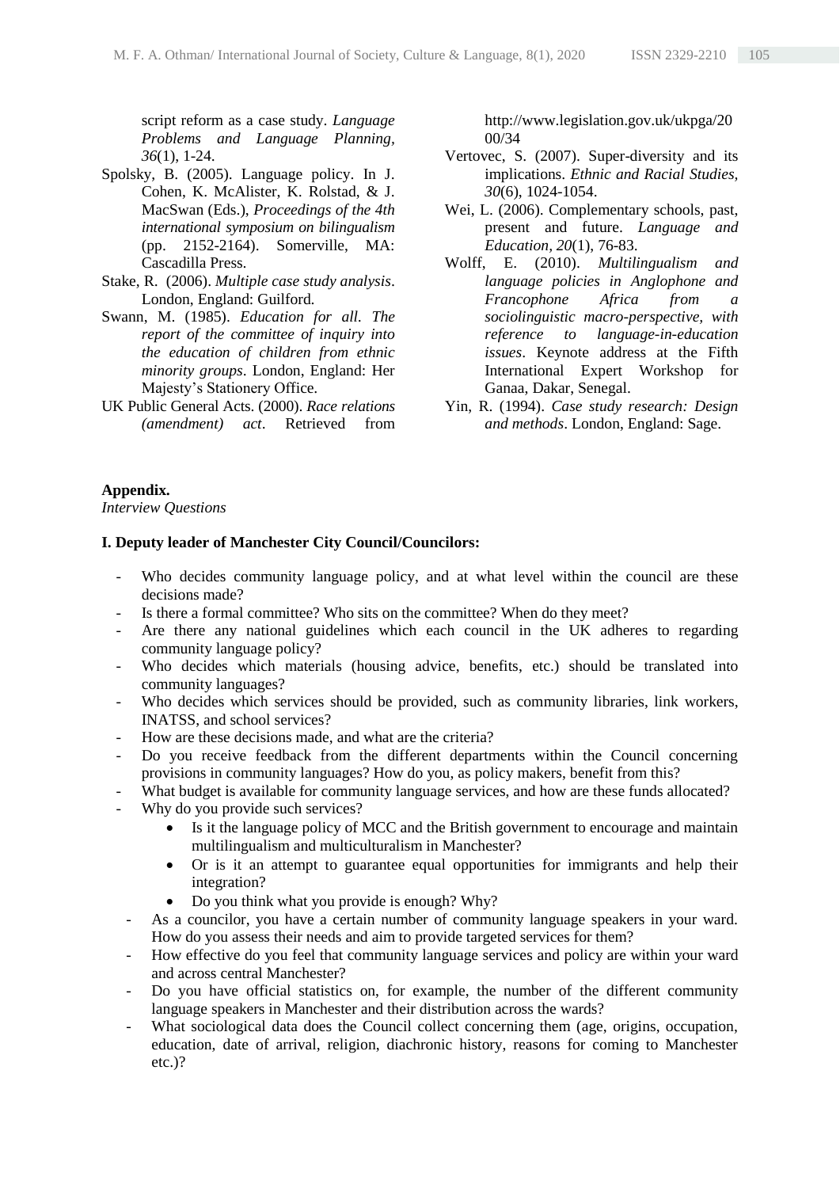script reform as a case study. *Language Problems and Language Planning, 36*(1), 1-24.

Spolsky, B. (2005). Language policy. In J. Cohen, K. McAlister, K. Rolstad, & J. MacSwan (Eds.), *Proceedings of the 4th international symposium on bilingualism* (pp. 2152-2164). Somerville, MA: Cascadilla Press.

Stake, R. (2006). *Multiple case study analysis*. London, England: Guilford.

Swann, M. (1985). *Education for all. The report of the committee of inquiry into the education of children from ethnic minority groups*. London, England: Her Majesty's Stationery Office.

UK Public General Acts. (2000). *Race relations (amendment) act*. Retrieved from http://www.legislation.gov.uk/ukpga/2000/34

Vertovec, S. (2007). Super-diversity and its implications. *Ethnic and Racial Studies, 30*(6), 1024-1054.

Wei, L. (2006). Complementary schools, past, present and future. *Language and Education, 20*(1), 76-83.

Wolff, E. (2010). *Multilingualism and language policies in Anglophone and Francophone Africa from a sociolinguistic macro-perspective, with reference to language-in-education issues*. Keynote address at the Fifth International Expert Workshop for Ganaa, Dakar, Senegal.

Yin, R. (1994). *Case study research: Design and methods*. London, England: Sage.

**Appendix.**
*Interview Questions*

**I. Deputy leader of Manchester City Council/Councilors:**

- Who decides community language policy, and at what level within the council are these decisions made?
- Is there a formal committee? Who sits on the committee? When do they meet?
- Are there any national guidelines which each council in the UK adheres to regarding community language policy?
- Who decides which materials (housing advice, benefits, etc.) should be translated into community languages?
- Who decides which services should be provided, such as community libraries, link workers, INATSS, and school services?
- How are these decisions made, and what are the criteria?
- Do you receive feedback from the different departments within the Council concerning provisions in community languages? How do you, as policy makers, benefit from this?
- What budget is available for community language services, and how are these funds allocated?
- Why do you provide such services?
    - Is it the language policy of MCC and the British government to encourage and maintain multilingualism and multiculturalism in Manchester?
    - Or is it an attempt to guarantee equal opportunities for immigrants and help their integration?
    - Do you think what you provide is enough? Why?
- As a councilor, you have a certain number of community language speakers in your ward. How do you assess their needs and aim to provide targeted services for them?
- How effective do you feel that community language services and policy are within your ward and across central Manchester?
- Do you have official statistics on, for example, the number of the different community language speakers in Manchester and their distribution across the wards?
- What sociological data does the Council collect concerning them (age, origins, occupation, education, date of arrival, religion, diachronic history, reasons for coming to Manchester etc.)?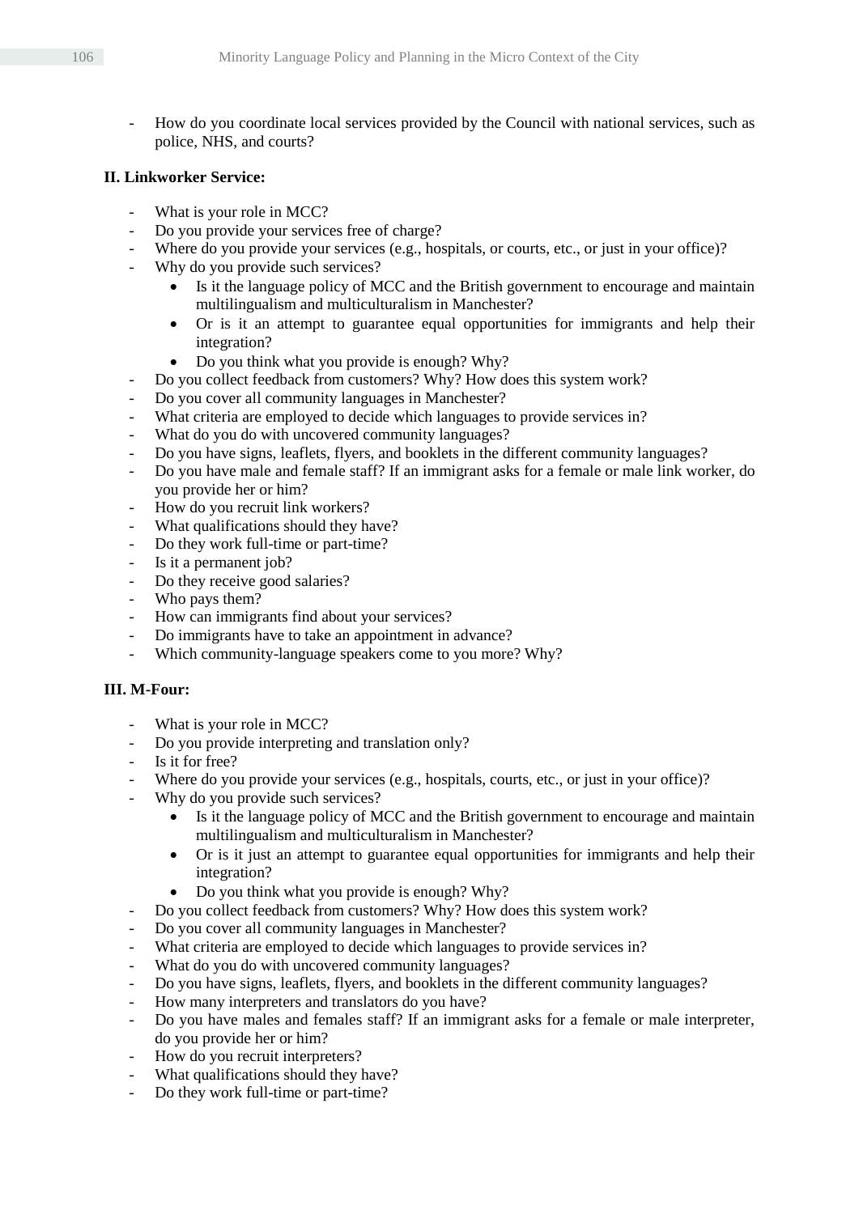- How do you coordinate local services provided by the Council with national services, such as police, NHS, and courts?

**II. Linkworker Service:**

- What is your role in MCC?
- Do you provide your services free of charge?
- Where do you provide your services (e.g., hospitals, or courts, etc., or just in your office)?
- Why do you provide such services?
    - Is it the language policy of MCC and the British government to encourage and maintain multilingualism and multiculturalism in Manchester?
    - Or is it an attempt to guarantee equal opportunities for immigrants and help their integration?
    - Do you think what you provide is enough? Why?
- Do you collect feedback from customers? Why? How does this system work?
- Do you cover all community languages in Manchester?
- What criteria are employed to decide which languages to provide services in?
- What do you do with uncovered community languages?
- Do you have signs, leaflets, flyers, and booklets in the different community languages?
- Do you have male and female staff? If an immigrant asks for a female or male link worker, do you provide her or him?
- How do you recruit link workers?
- What qualifications should they have?
- Do they work full-time or part-time?
- Is it a permanent job?
- Do they receive good salaries?
- Who pays them?
- How can immigrants find about your services?
- Do immigrants have to take an appointment in advance?
- Which community-language speakers come to you more? Why?

**III. M-Four:**

- What is your role in MCC?
- Do you provide interpreting and translation only?
- Is it for free?
- Where do you provide your services (e.g., hospitals, courts, etc., or just in your office)?
- Why do you provide such services?
    - Is it the language policy of MCC and the British government to encourage and maintain multilingualism and multiculturalism in Manchester?
    - Or is it just an attempt to guarantee equal opportunities for immigrants and help their integration?
    - Do you think what you provide is enough? Why?
- Do you collect feedback from customers? Why? How does this system work?
- Do you cover all community languages in Manchester?
- What criteria are employed to decide which languages to provide services in?
- What do you do with uncovered community languages?
- Do you have signs, leaflets, flyers, and booklets in the different community languages?
- How many interpreters and translators do you have?
- Do you have males and females staff? If an immigrant asks for a female or male interpreter, do you provide her or him?
- How do you recruit interpreters?
- What qualifications should they have?
- Do they work full-time or part-time?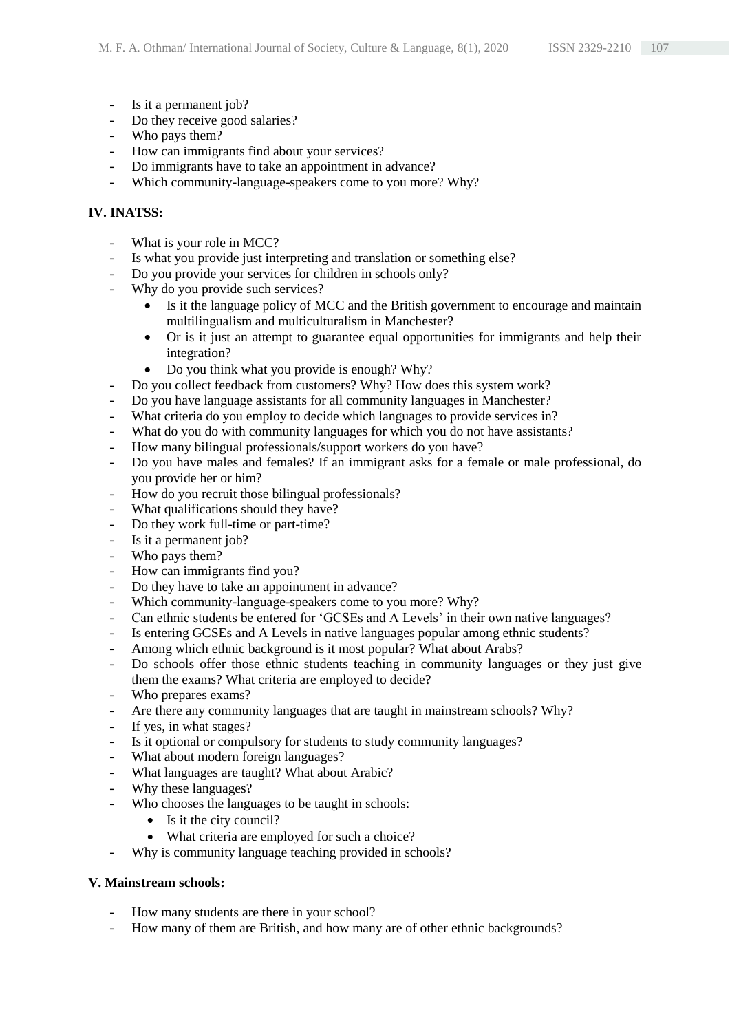- Is it a permanent job?
- Do they receive good salaries?
- Who pays them?
- How can immigrants find about your services?
- Do immigrants have to take an appointment in advance?
- Which community-language-speakers come to you more? Why?

**IV. INATSS:**

- What is your role in MCC?
- Is what you provide just interpreting and translation or something else?
- Do you provide your services for children in schools only?
- Why do you provide such services?
    - Is it the language policy of MCC and the British government to encourage and maintain multilingualism and multiculturalism in Manchester?
    - Or is it just an attempt to guarantee equal opportunities for immigrants and help their integration?
    - Do you think what you provide is enough? Why?
- Do you collect feedback from customers? Why? How does this system work?
- Do you have language assistants for all community languages in Manchester?
- What criteria do you employ to decide which languages to provide services in?
- What do you do with community languages for which you do not have assistants?
- How many bilingual professionals/support workers do you have?
- Do you have males and females? If an immigrant asks for a female or male professional, do you provide her or him?
- How do you recruit those bilingual professionals?
- What qualifications should they have?
- Do they work full-time or part-time?
- Is it a permanent job?
- Who pays them?
- How can immigrants find you?
- Do they have to take an appointment in advance?
- Which community-language-speakers come to you more? Why?
- Can ethnic students be entered for 'GCSEs and A Levels' in their own native languages?
- Is entering GCSEs and A Levels in native languages popular among ethnic students?
- Among which ethnic background is it most popular? What about Arabs?
- Do schools offer those ethnic students teaching in community languages or they just give them the exams? What criteria are employed to decide?
- Who prepares exams?
- Are there any community languages that are taught in mainstream schools? Why?
- If yes, in what stages?
- Is it optional or compulsory for students to study community languages?
- What about modern foreign languages?
- What languages are taught? What about Arabic?
- Why these languages?
- Who chooses the languages to be taught in schools:
    - Is it the city council?
    - What criteria are employed for such a choice?
- Why is community language teaching provided in schools?

**V. Mainstream schools:**

- How many students are there in your school?
- How many of them are British, and how many are of other ethnic backgrounds?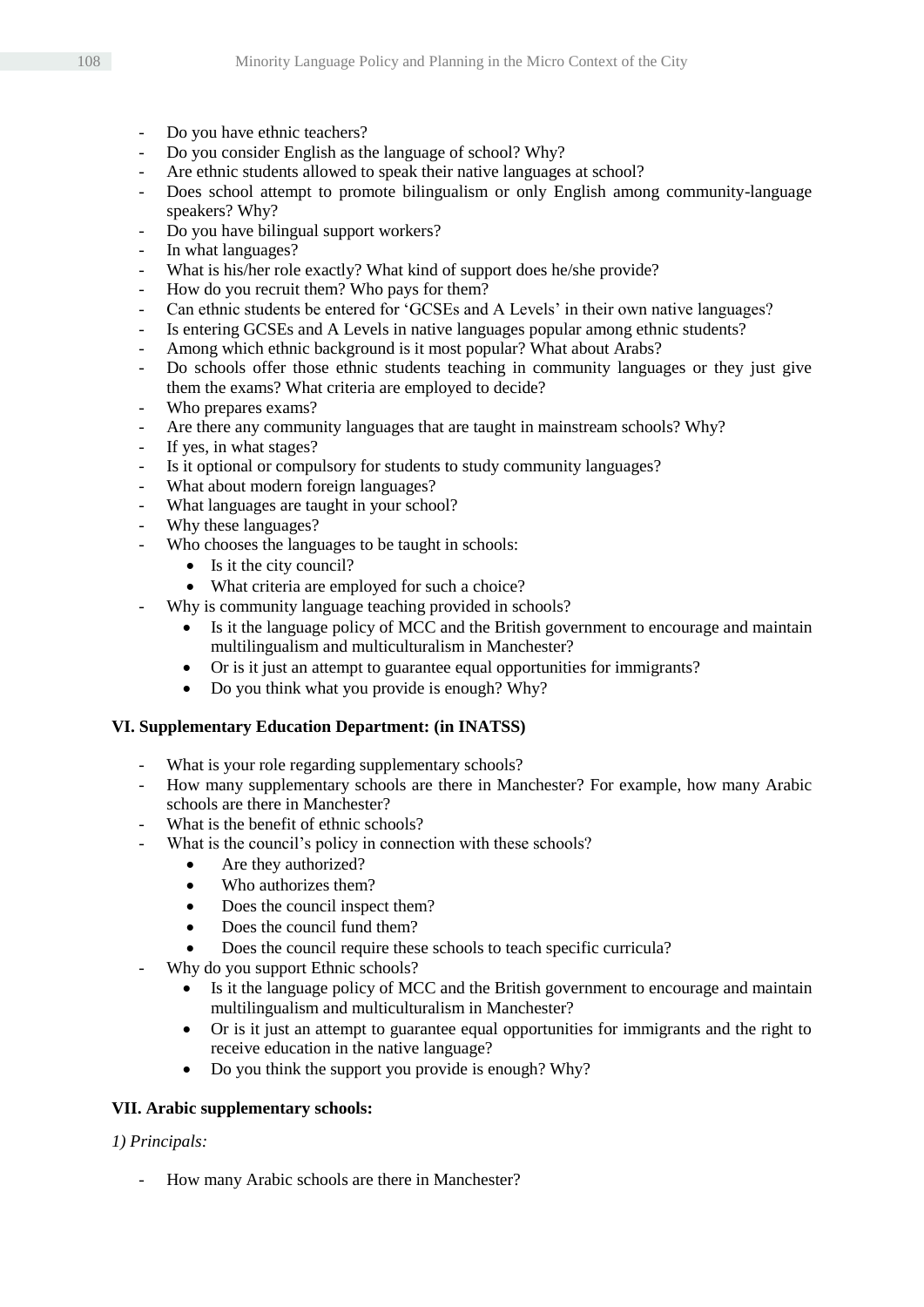- Do you have ethnic teachers?
- Do you consider English as the language of school? Why?
- Are ethnic students allowed to speak their native languages at school?
- Does school attempt to promote bilingualism or only English among community-language speakers? Why?
- Do you have bilingual support workers?
- In what languages?
- What is his/her role exactly? What kind of support does he/she provide?
- How do you recruit them? Who pays for them?
- Can ethnic students be entered for 'GCSEs and A Levels' in their own native languages?
- Is entering GCSEs and A Levels in native languages popular among ethnic students?
- Among which ethnic background is it most popular? What about Arabs?
- Do schools offer those ethnic students teaching in community languages or they just give them the exams? What criteria are employed to decide?
- Who prepares exams?
- Are there any community languages that are taught in mainstream schools? Why?
- If yes, in what stages?
- Is it optional or compulsory for students to study community languages?
- What about modern foreign languages?
- What languages are taught in your school?
- Why these languages?
- Who chooses the languages to be taught in schools:
    - Is it the city council?
    - What criteria are employed for such a choice?
- Why is community language teaching provided in schools?
    - Is it the language policy of MCC and the British government to encourage and maintain multilingualism and multiculturalism in Manchester?
    - Or is it just an attempt to guarantee equal opportunities for immigrants?
    - Do you think what you provide is enough? Why?

**VI. Supplementary Education Department: (in INATSS)**

- What is your role regarding supplementary schools?
- How many supplementary schools are there in Manchester? For example, how many Arabic schools are there in Manchester?
- What is the benefit of ethnic schools?
- What is the council's policy in connection with these schools?
    - Are they authorized?
    - Who authorizes them?
    - Does the council inspect them?
    - Does the council fund them?
    - Does the council require these schools to teach specific curricula?
- Why do you support Ethnic schools?
    - Is it the language policy of MCC and the British government to encourage and maintain multilingualism and multiculturalism in Manchester?
    - Or is it just an attempt to guarantee equal opportunities for immigrants and the right to receive education in the native language?
    - Do you think the support you provide is enough? Why?

**VII. Arabic supplementary schools:**

*1) Principals:*

- How many Arabic schools are there in Manchester?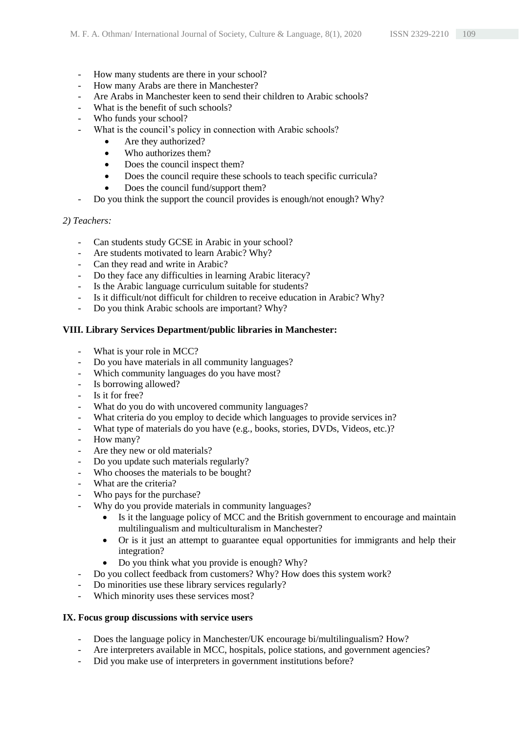- How many students are there in your school?
- How many Arabs are there in Manchester?
- Are Arabs in Manchester keen to send their children to Arabic schools?
- What is the benefit of such schools?
- Who funds your school?
- What is the council's policy in connection with Arabic schools?
    - Are they authorized?
    - Who authorizes them?
    - Does the council inspect them?
    - Does the council require these schools to teach specific curricula?
    - Does the council fund/support them?
- Do you think the support the council provides is enough/not enough? Why?

*2) Teachers:*

- Can students study GCSE in Arabic in your school?
- Are students motivated to learn Arabic? Why?
- Can they read and write in Arabic?
- Do they face any difficulties in learning Arabic literacy?
- Is the Arabic language curriculum suitable for students?
- Is it difficult/not difficult for children to receive education in Arabic? Why?
- Do you think Arabic schools are important? Why?

**VIII. Library Services Department/public libraries in Manchester:**

- What is your role in MCC?
- Do you have materials in all community languages?
- Which community languages do you have most?
- Is borrowing allowed?
- Is it for free?
- What do you do with uncovered community languages?
- What criteria do you employ to decide which languages to provide services in?
- What type of materials do you have (e.g., books, stories, DVDs, Videos, etc.)?
- How many?
- Are they new or old materials?
- Do you update such materials regularly?
- Who chooses the materials to be bought?
- What are the criteria?
- Who pays for the purchase?
- Why do you provide materials in community languages?
    - Is it the language policy of MCC and the British government to encourage and maintain multilingualism and multiculturalism in Manchester?
    - Or is it just an attempt to guarantee equal opportunities for immigrants and help their integration?
    - Do you think what you provide is enough? Why?
- Do you collect feedback from customers? Why? How does this system work?
- Do minorities use these library services regularly?
- Which minority uses these services most?

**IX. Focus group discussions with service users**

- Does the language policy in Manchester/UK encourage bi/multilingualism? How?
- Are interpreters available in MCC, hospitals, police stations, and government agencies?
- Did you make use of interpreters in government institutions before?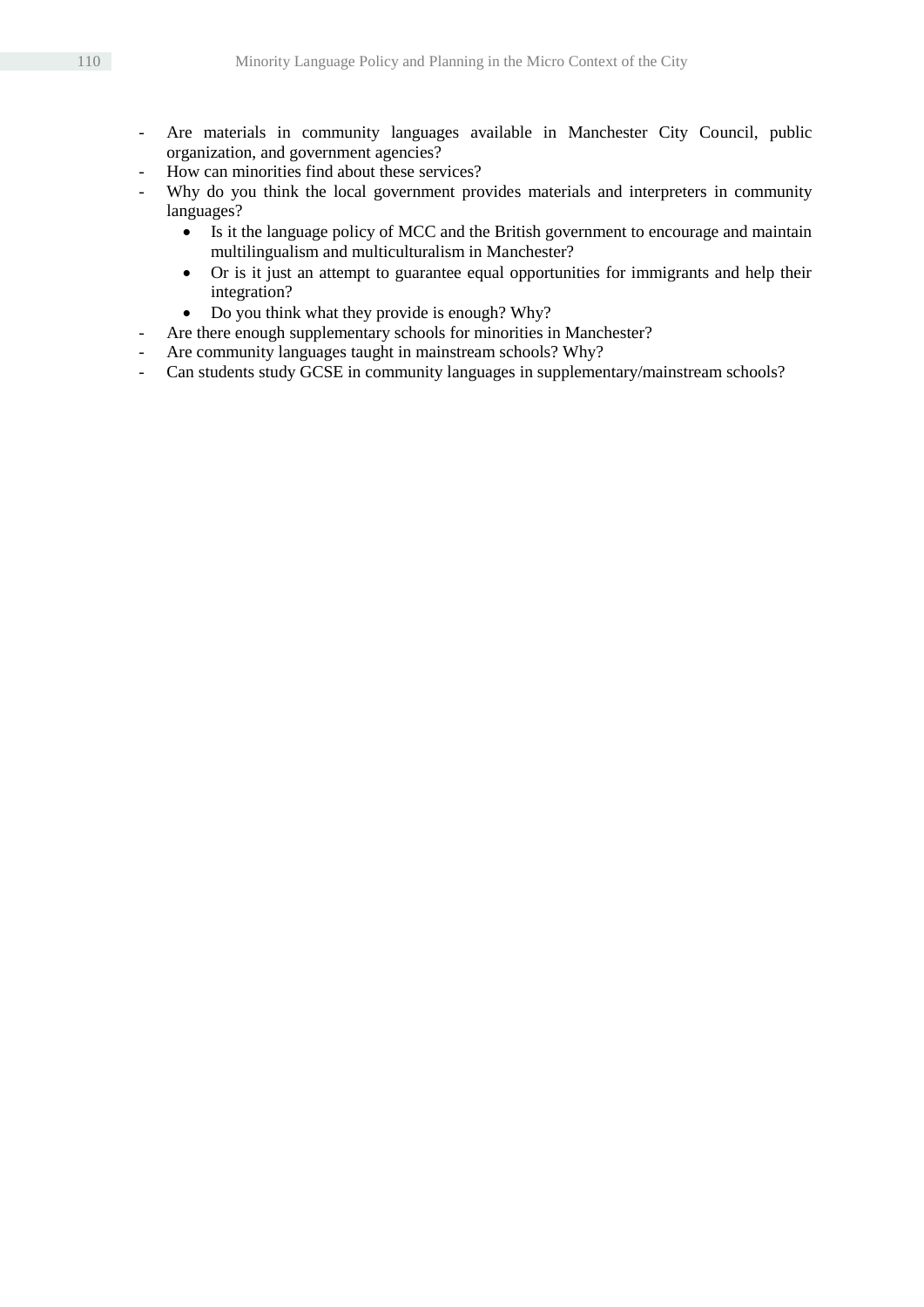- Are materials in community languages available in Manchester City Council, public organization, and government agencies?
- How can minorities find about these services?
- Why do you think the local government provides materials and interpreters in community languages?
    - Is it the language policy of MCC and the British government to encourage and maintain multilingualism and multiculturalism in Manchester?
    - Or is it just an attempt to guarantee equal opportunities for immigrants and help their integration?
    - Do you think what they provide is enough? Why?
- Are there enough supplementary schools for minorities in Manchester?
- Are community languages taught in mainstream schools? Why?
- Can students study GCSE in community languages in supplementary/mainstream schools?